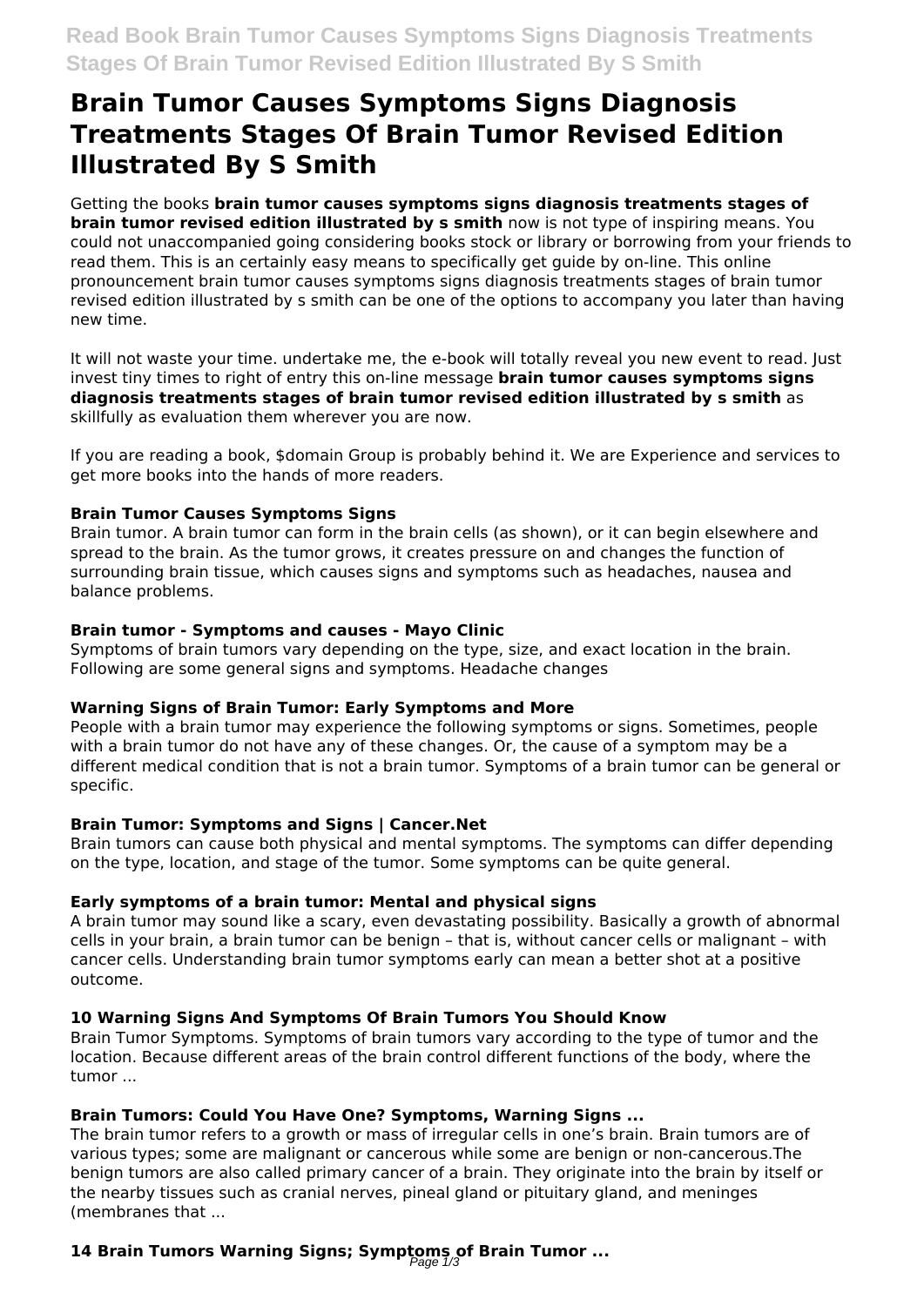# Brain Tumor Causes Symptoms Signs Diagnosis Treatments Stages Of Brain Tumor Revised Edition Illustrated By S Smith

Getting the books **brain tumor causes symptoms signs diagnosis treatments stages of brain tumor revised edition illustrated by s smith** now is not type of inspiring means. You could not unaccompanied going considering books stock or library or borrowing from your friends to read them. This is an certainly easy means to specifically get guide by on-line. This online pronouncement brain tumor causes symptoms signs diagnosis treatments stages of brain tumor revised edition illustrated by s smith can be one of the options to accompany you later than having new time.

It will not waste your time. undertake me, the e-book will totally reveal you new event to read. Just invest tiny times to right of entry this on-line message **brain tumor causes symptoms signs diagnosis treatments stages of brain tumor revised edition illustrated by s smith** as skillfully as evaluation them wherever you are now.

If you are reading a book, $domain Group is probably behind it. We are Experience and services to get more books into the hands of more readers.

### Brain Tumor Causes Symptoms Signs

Brain tumor. A brain tumor can form in the brain cells (as shown), or it can begin elsewhere and spread to the brain. As the tumor grows, it creates pressure on and changes the function of surrounding brain tissue, which causes signs and symptoms such as headaches, nausea and balance problems.

### Brain tumor - Symptoms and causes - Mayo Clinic

Symptoms of brain tumors vary depending on the type, size, and exact location in the brain. Following are some general signs and symptoms. Headache changes

### Warning Signs of Brain Tumor: Early Symptoms and More

People with a brain tumor may experience the following symptoms or signs. Sometimes, people with a brain tumor do not have any of these changes. Or, the cause of a symptom may be a different medical condition that is not a brain tumor. Symptoms of a brain tumor can be general or specific.

### Brain Tumor: Symptoms and Signs | Cancer.Net

Brain tumors can cause both physical and mental symptoms. The symptoms can differ depending on the type, location, and stage of the tumor. Some symptoms can be quite general.

### Early symptoms of a brain tumor: Mental and physical signs

A brain tumor may sound like a scary, even devastating possibility. Basically a growth of abnormal cells in your brain, a brain tumor can be benign – that is, without cancer cells or malignant – with cancer cells. Understanding brain tumor symptoms early can mean a better shot at a positive outcome.

### 10 Warning Signs And Symptoms Of Brain Tumors You Should Know

Brain Tumor Symptoms. Symptoms of brain tumors vary according to the type of tumor and the location. Because different areas of the brain control different functions of the body, where the tumor ...

### Brain Tumors: Could You Have One? Symptoms, Warning Signs ...

The brain tumor refers to a growth or mass of irregular cells in one's brain. Brain tumors are of various types; some are malignant or cancerous while some are benign or non-cancerous.The benign tumors are also called primary cancer of a brain. They originate into the brain by itself or the nearby tissues such as cranial nerves, pineal gland or pituitary gland, and meninges (membranes that ...

### 14 Brain Tumors Warning Signs; Symptoms of Brain Tumor ...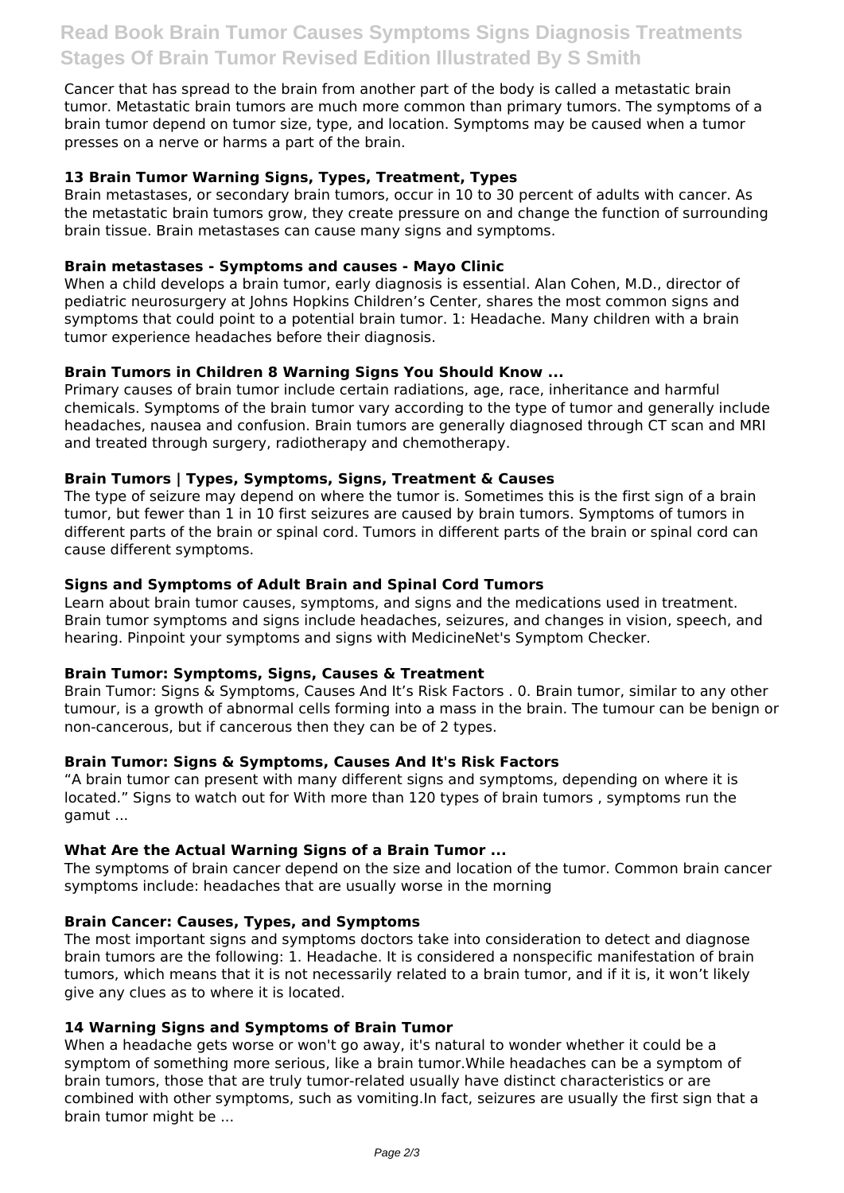Cancer that has spread to the brain from another part of the body is called a metastatic brain tumor. Metastatic brain tumors are much more common than primary tumors. The symptoms of a brain tumor depend on tumor size, type, and location. Symptoms may be caused when a tumor presses on a nerve or harms a part of the brain.

**13 Brain Tumor Warning Signs, Types, Treatment, Types**

Brain metastases, or secondary brain tumors, occur in 10 to 30 percent of adults with cancer. As the metastatic brain tumors grow, they create pressure on and change the function of surrounding brain tissue. Brain metastases can cause many signs and symptoms.

**Brain metastases - Symptoms and causes - Mayo Clinic**

When a child develops a brain tumor, early diagnosis is essential. Alan Cohen, M.D., director of pediatric neurosurgery at Johns Hopkins Children's Center, shares the most common signs and symptoms that could point to a potential brain tumor. 1: Headache. Many children with a brain tumor experience headaches before their diagnosis.

**Brain Tumors in Children 8 Warning Signs You Should Know ...**

Primary causes of brain tumor include certain radiations, age, race, inheritance and harmful chemicals. Symptoms of the brain tumor vary according to the type of tumor and generally include headaches, nausea and confusion. Brain tumors are generally diagnosed through CT scan and MRI and treated through surgery, radiotherapy and chemotherapy.

**Brain Tumors | Types, Symptoms, Signs, Treatment & Causes**

The type of seizure may depend on where the tumor is. Sometimes this is the first sign of a brain tumor, but fewer than 1 in 10 first seizures are caused by brain tumors. Symptoms of tumors in different parts of the brain or spinal cord. Tumors in different parts of the brain or spinal cord can cause different symptoms.

**Signs and Symptoms of Adult Brain and Spinal Cord Tumors**

Learn about brain tumor causes, symptoms, and signs and the medications used in treatment. Brain tumor symptoms and signs include headaches, seizures, and changes in vision, speech, and hearing. Pinpoint your symptoms and signs with MedicineNet's Symptom Checker.

**Brain Tumor: Symptoms, Signs, Causes & Treatment**

Brain Tumor: Signs & Symptoms, Causes And It's Risk Factors . 0. Brain tumor, similar to any other tumour, is a growth of abnormal cells forming into a mass in the brain. The tumour can be benign or non-cancerous, but if cancerous then they can be of 2 types.

**Brain Tumor: Signs & Symptoms, Causes And It's Risk Factors**

"A brain tumor can present with many different signs and symptoms, depending on where it is located." Signs to watch out for With more than 120 types of brain tumors , symptoms run the gamut ...

**What Are the Actual Warning Signs of a Brain Tumor ...**

The symptoms of brain cancer depend on the size and location of the tumor. Common brain cancer symptoms include: headaches that are usually worse in the morning

**Brain Cancer: Causes, Types, and Symptoms**

The most important signs and symptoms doctors take into consideration to detect and diagnose brain tumors are the following: 1. Headache. It is considered a nonspecific manifestation of brain tumors, which means that it is not necessarily related to a brain tumor, and if it is, it won't likely give any clues as to where it is located.

**14 Warning Signs and Symptoms of Brain Tumor**

When a headache gets worse or won't go away, it's natural to wonder whether it could be a symptom of something more serious, like a brain tumor.While headaches can be a symptom of brain tumors, those that are truly tumor-related usually have distinct characteristics or are combined with other symptoms, such as vomiting.In fact, seizures are usually the first sign that a brain tumor might be ...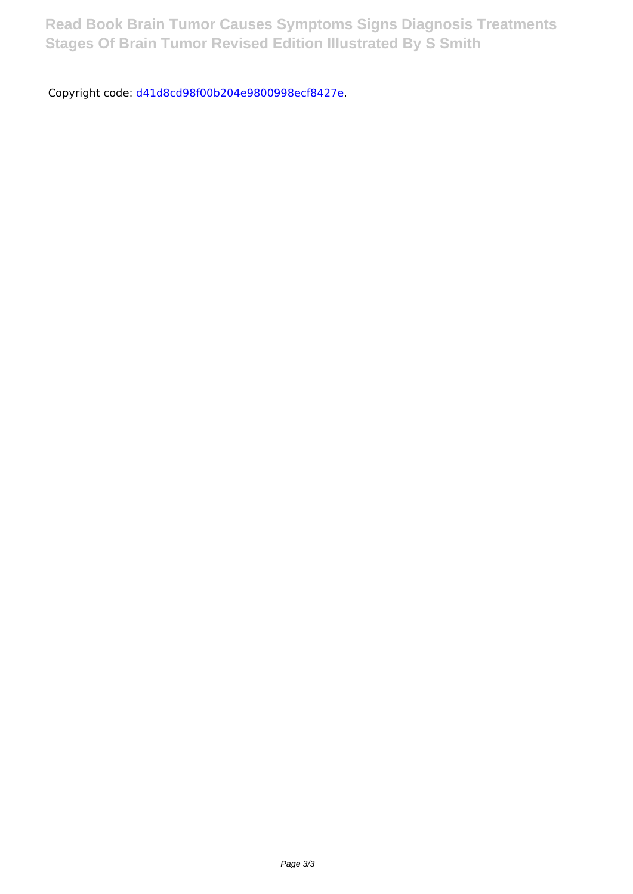Copyright code: d41d8cd98f00b204e9800998ecf8427e.